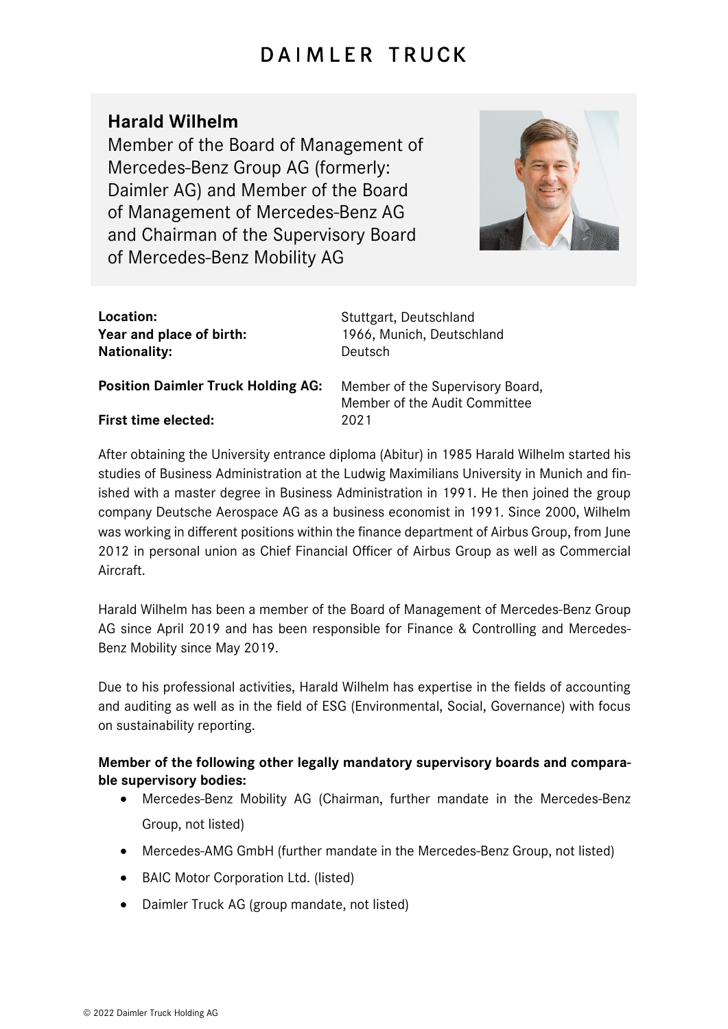# DAIMLER TRUCK

## Harald Wilhelm

Member of the Board of Management of Mercedes-Benz Group AG (formerly: Daimler AG) and Member of the Board of Management of Mercedes-Benz AG and Chairman of the Supervisory Board of Mercedes-Benz Mobility AG

| | |
|---|---|
| **Location:** | Stuttgart, Deutschland |
| **Year and place of birth:** | 1966, Munich, Deutschland |
| **Nationality:** | Deutsch |
| **Position Daimler Truck Holding AG:** | Member of the Supervisory Board, Member of the Audit Committee |
| **First time elected:** | 2021 |

After obtaining the University entrance diploma (Abitur) in 1985 Harald Wilhelm started his studies of Business Administration at the Ludwig Maximilians University in Munich and finished with a master degree in Business Administration in 1991. He then joined the group company Deutsche Aerospace AG as a business economist in 1991. Since 2000, Wilhelm was working in different positions within the finance department of Airbus Group, from June 2012 in personal union as Chief Financial Officer of Airbus Group as well as Commercial Aircraft.

Harald Wilhelm has been a member of the Board of Management of Mercedes-Benz Group AG since April 2019 and has been responsible for Finance & Controlling and Mercedes-Benz Mobility since May 2019.

Due to his professional activities, Harald Wilhelm has expertise in the fields of accounting and auditing as well as in the field of ESG (Environmental, Social, Governance) with focus on sustainability reporting.

**Member of the following other legally mandatory supervisory boards and comparable supervisory bodies:**

- Mercedes-Benz Mobility AG (Chairman, further mandate in the Mercedes-Benz Group, not listed)
- Mercedes-AMG GmbH (further mandate in the Mercedes-Benz Group, not listed)
- BAIC Motor Corporation Ltd. (listed)
- Daimler Truck AG (group mandate, not listed)

© 2022 Daimler Truck Holding AG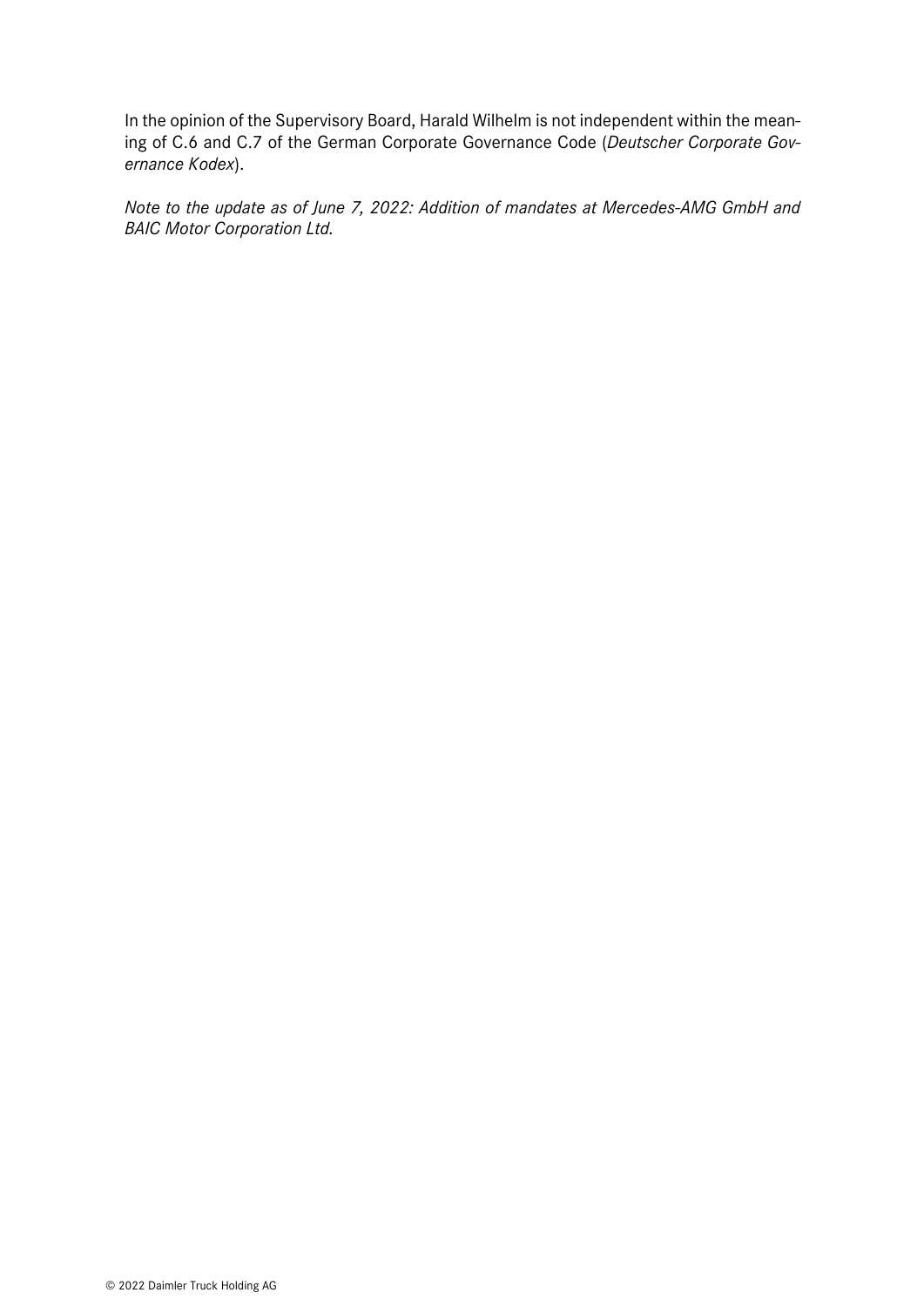In the opinion of the Supervisory Board, Harald Wilhelm is not independent within the meaning of C.6 and C.7 of the German Corporate Governance Code (*Deutscher Corporate Governance Kodex*).

*Note to the update as of June 7, 2022: Addition of mandates at Mercedes-AMG GmbH and BAIC Motor Corporation Ltd.*